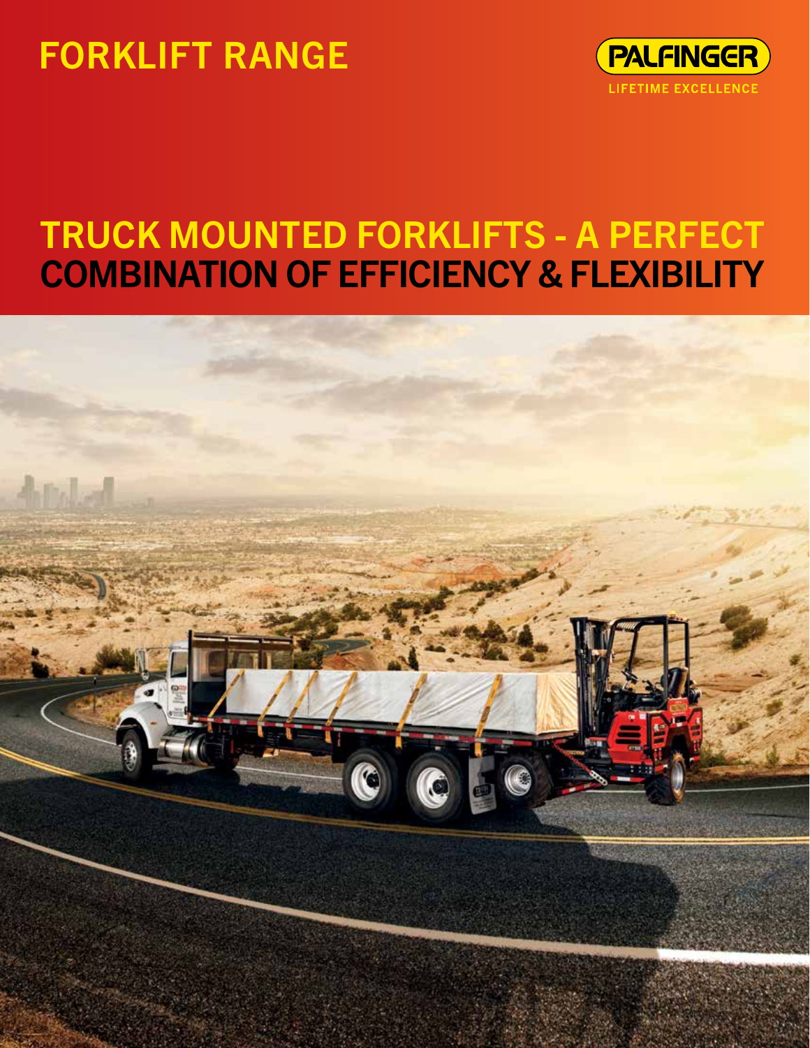# FORKLIFT RANGE

PALFINGER
LIFETIME EXCELLENCE

## TRUCK MOUNTED FORKLIFTS - A PERFECT COMBINATION OF EFFICIENCY & FLEXIBILITY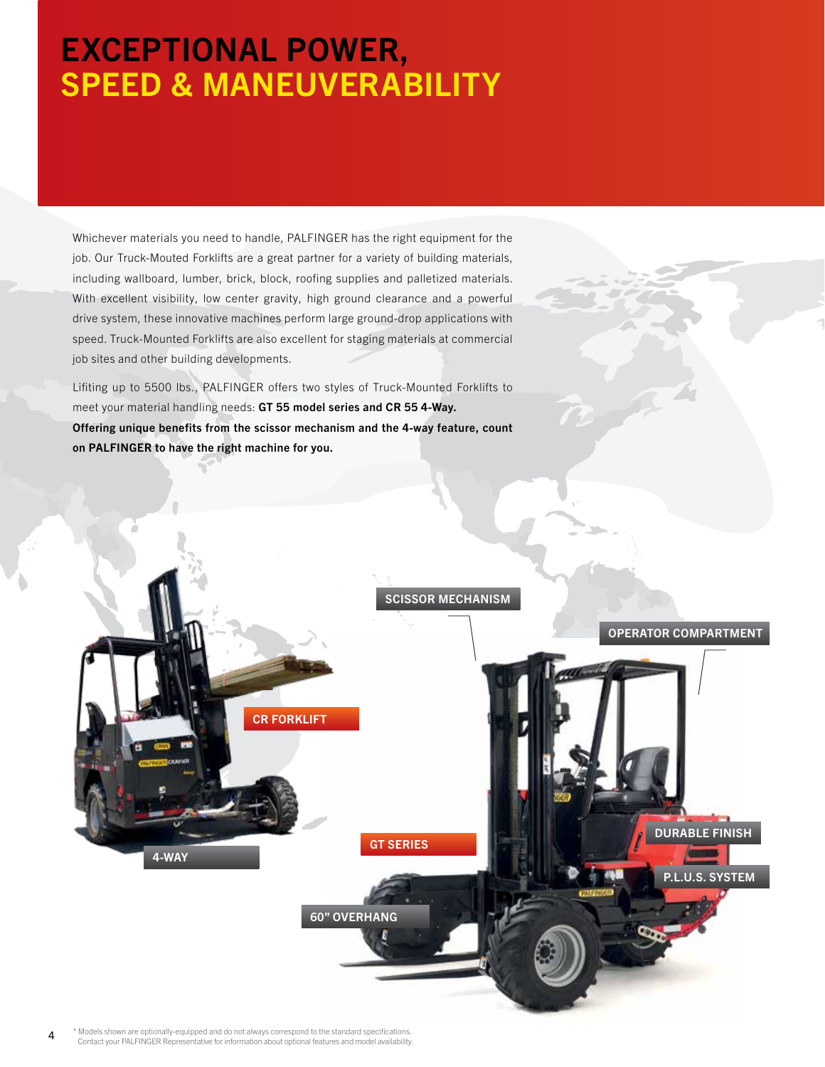# EXCEPTIONAL POWER, SPEED & MANEUVERABILITY

Whichever materials you need to handle, PALFINGER has the right equipment for the job. Our Truck-Mouted Forklifts are a great partner for a variety of building materials, including wallboard, lumber, brick, block, roofing supplies and palletized materials. With excellent visibility, low center gravity, high ground clearance and a powerful drive system, these innovative machines perform large ground-drop applications with speed. Truck-Mounted Forklifts are also excellent for staging materials at commercial job sites and other building developments.

Lifiting up to 5500 lbs., PALFINGER offers two styles of Truck-Mounted Forklifts to meet your material handling needs: **GT 55 model series and CR 55 4-Way.** **Offering unique benefits from the scissor mechanism and the 4-way feature, count on PALFINGER to have the right machine for you.**

SCISSOR MECHANISM

OPERATOR COMPARTMENT

CR FORKLIFT

DURABLE FINISH

4-WAY

GT SERIES

P.L.U.S. SYSTEM

60" OVERHANG

\* Models shown are optionally-equipped and do not always correspond to the standard specifications. Contact your PALFINGER Representative for information about optional features and model availability.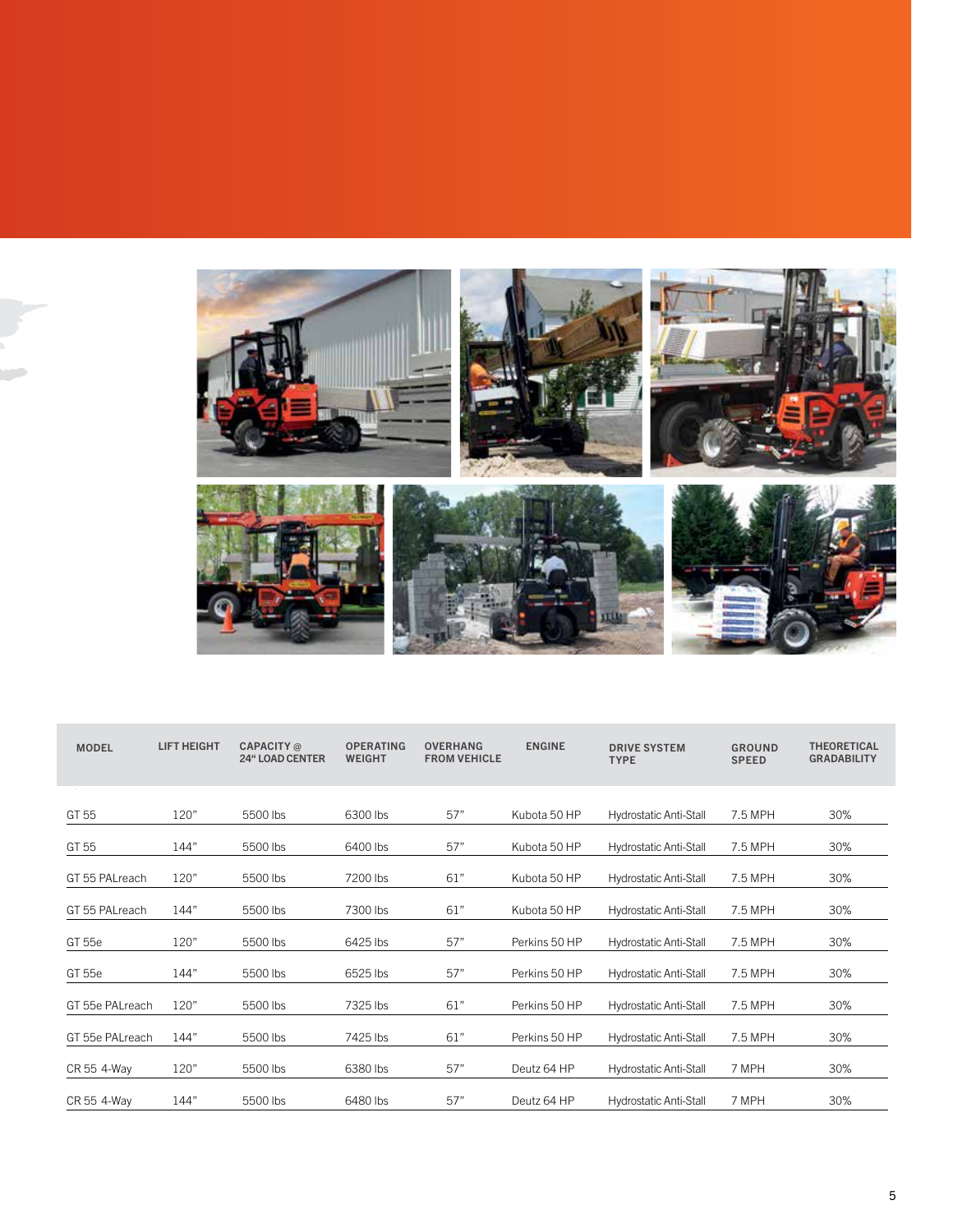| MODEL | LIFT HEIGHT | CAPACITY @ 24" LOAD CENTER | OPERATING WEIGHT | OVERHANG FROM VEHICLE | ENGINE | DRIVE SYSTEM TYPE | GROUND SPEED | THEORETICAL GRADABILITY |
|---|---|---|---|---|---|---|---|---|
| GT 55 | 120" | 5500 lbs | 6300 lbs | 57" | Kubota 50 HP | Hydrostatic Anti-Stall | 7.5 MPH | 30% |
| GT 55 | 144" | 5500 lbs | 6400 lbs | 57" | Kubota 50 HP | Hydrostatic Anti-Stall | 7.5 MPH | 30% |
| GT 55 PALreach | 120" | 5500 lbs | 7200 lbs | 61" | Kubota 50 HP | Hydrostatic Anti-Stall | 7.5 MPH | 30% |
| GT 55 PALreach | 144" | 5500 lbs | 7300 lbs | 61" | Kubota 50 HP | Hydrostatic Anti-Stall | 7.5 MPH | 30% |
| GT 55e | 120" | 5500 lbs | 6425 lbs | 57" | Perkins 50 HP | Hydrostatic Anti-Stall | 7.5 MPH | 30% |
| GT 55e | 144" | 5500 lbs | 6525 lbs | 57" | Perkins 50 HP | Hydrostatic Anti-Stall | 7.5 MPH | 30% |
| GT 55e PALreach | 120" | 5500 lbs | 7325 lbs | 61" | Perkins 50 HP | Hydrostatic Anti-Stall | 7.5 MPH | 30% |
| GT 55e PALreach | 144" | 5500 lbs | 7425 lbs | 61" | Perkins 50 HP | Hydrostatic Anti-Stall | 7.5 MPH | 30% |
| CR 55 4-Way | 120" | 5500 lbs | 6380 lbs | 57" | Deutz 64 HP | Hydrostatic Anti-Stall | 7 MPH | 30% |
| CR 55 4-Way | 144" | 5500 lbs | 6480 lbs | 57" | Deutz 64 HP | Hydrostatic Anti-Stall | 7 MPH | 30% |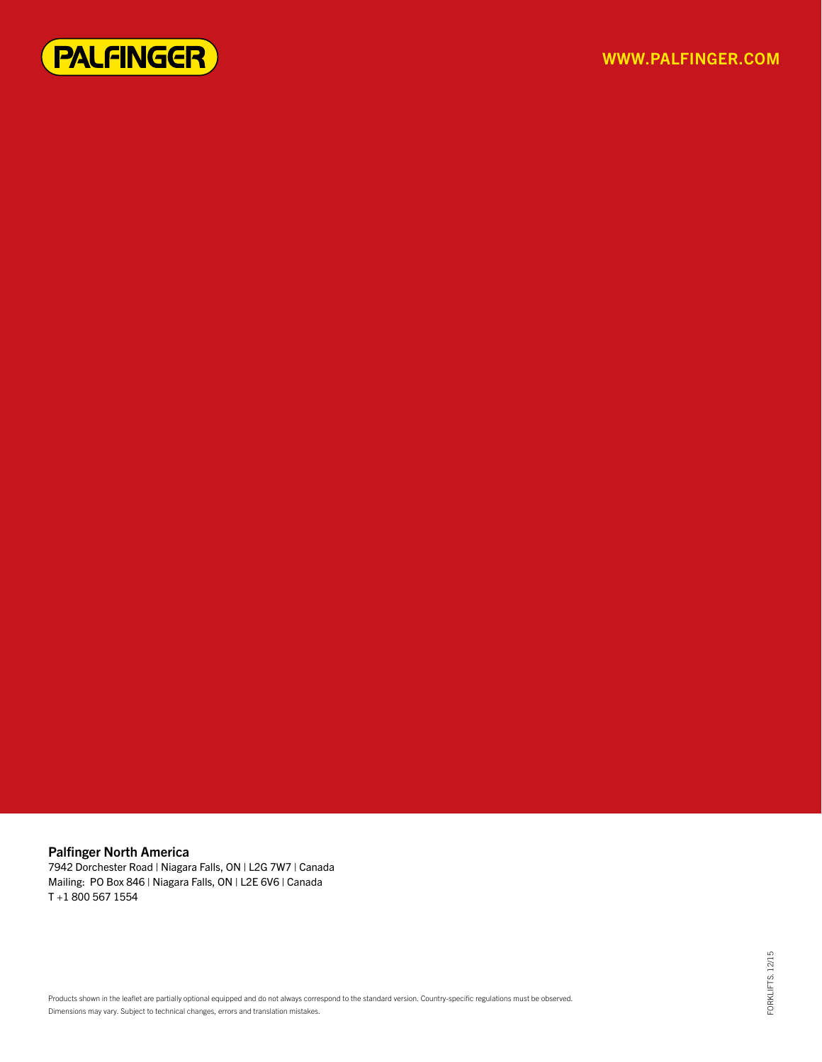PALFINGER

WWW.PALFINGER.COM

**Palfinger North America**
7942 Dorchester Road | Niagara Falls, ON | L2G 7W7 | Canada
Mailing: PO Box 846 | Niagara Falls, ON | L2E 6V6 | Canada
T +1 800 567 1554

Products shown in the leaflet are partially optional equipped and do not always correspond to the standard version. Country-specific regulations must be observed.
Dimensions may vary. Subject to technical changes, errors and translation mistakes.

FORKLIFTS. 12/15